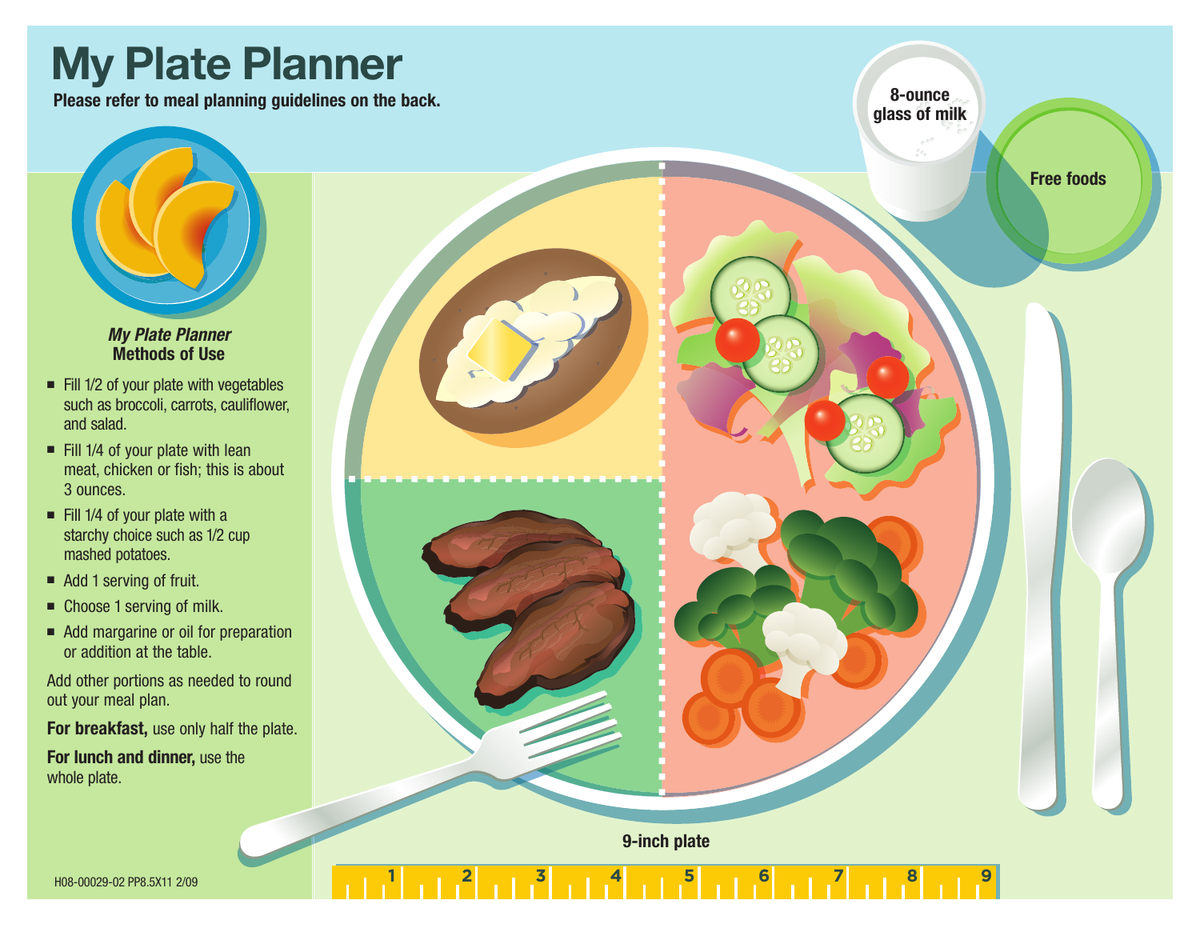# My Plate Planner

**Please refer to meal planning guidelines on the back.**

***My Plate Planner*** **Methods of Use**

- Fill 1/2 of your plate with vegetables such as broccoli, carrots, cauliflower, and salad.
- Fill 1/4 of your plate with lean meat, chicken or fish; this is about 3 ounces.
- Fill 1/4 of your plate with a starchy choice such as 1/2 cup mashed potatoes.
- Add 1 serving of fruit.
- Choose 1 serving of milk.
- Add margarine or oil for preparation or addition at the table.

Add other portions as needed to round out your meal plan.

**For breakfast,** use only half the plate.

**For lunch and dinner,** use the whole plate.

8-ounce glass of milk

Free foods

9-inch plate

H08-00029-02 PP8.5X11 2/09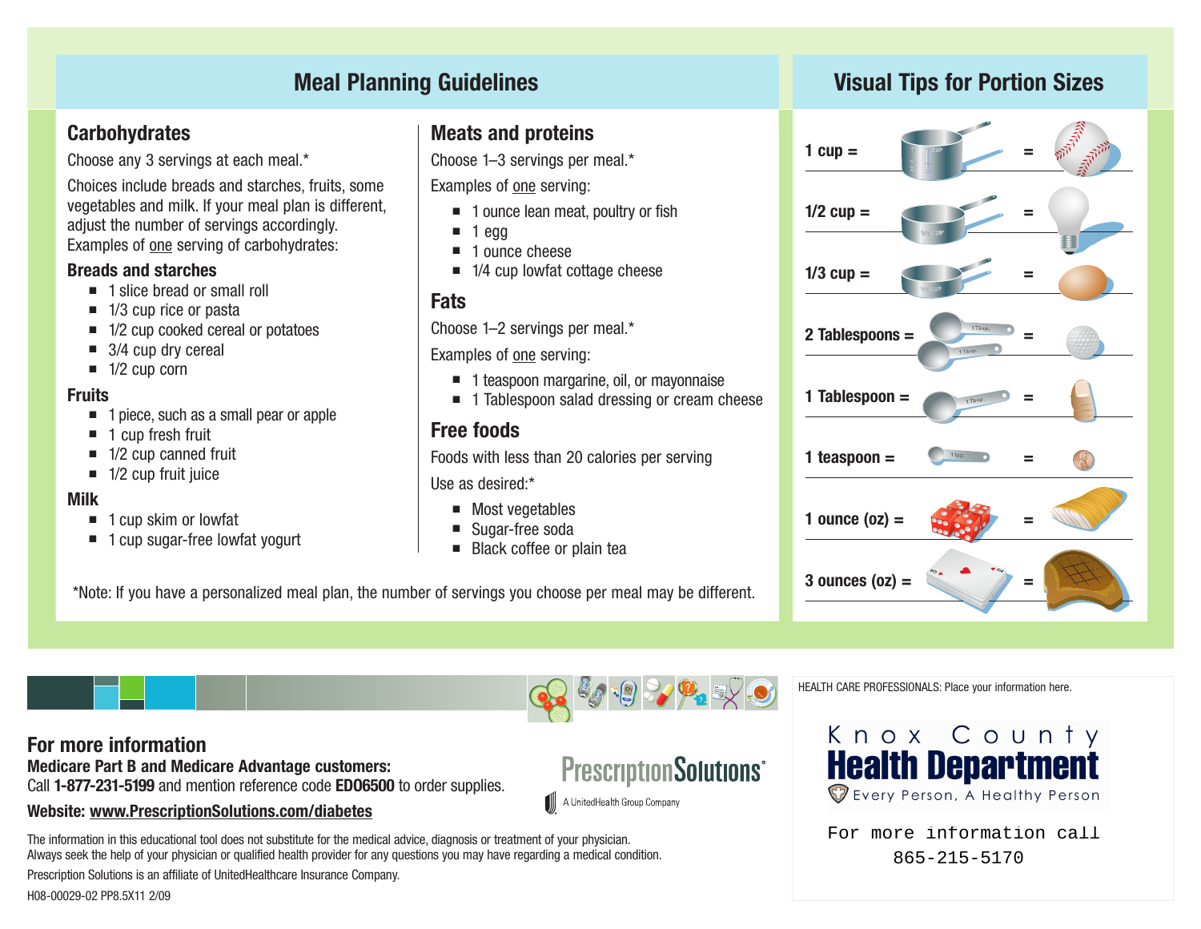## Meal Planning Guidelines

### Carbohydrates

Choose any 3 servings at each meal.*

Choices include breads and starches, fruits, some vegetables and milk. If your meal plan is different, adjust the number of servings accordingly. Examples of one serving of carbohydrates:

#### Breads and starches

- 1 slice bread or small roll
- 1/3 cup rice or pasta
- 1/2 cup cooked cereal or potatoes
- 3/4 cup dry cereal
- 1/2 cup corn

#### Fruits

- 1 piece, such as a small pear or apple
- 1 cup fresh fruit
- 1/2 cup canned fruit
- 1/2 cup fruit juice

#### Milk

- 1 cup skim or lowfat
- 1 cup sugar-free lowfat yogurt

### Meats and proteins

Choose 1–3 servings per meal.*

Examples of one serving:

- 1 ounce lean meat, poultry or fish
- 1 egg
- 1 ounce cheese
- 1/4 cup lowfat cottage cheese

### Fats

Choose 1–2 servings per meal.*

Examples of one serving:

- 1 teaspoon margarine, oil, or mayonnaise
- 1 Tablespoon salad dressing or cream cheese

### Free foods

Foods with less than 20 calories per serving

Use as desired:*

- Most vegetables
- Sugar-free soda
- Black coffee or plain tea

*Note: If you have a personalized meal plan, the number of servings you choose per meal may be different.

## Visual Tips for Portion Sizes

1 cup =

1/2 cup =

1/3 cup =

2 Tablespoons =

1 Tablespoon =

1 teaspoon =

1 ounce (oz) =

3 ounces (oz) =

## For more information

**Medicare Part B and Medicare Advantage customers:**
Call **1-877-231-5199** and mention reference code **EDO6500** to order supplies.

**Website: www.PrescriptionSolutions.com/diabetes**

PrescriptionSolutions®
A UnitedHealth Group Company

The information in this educational tool does not substitute for the medical advice, diagnosis or treatment of your physician. Always seek the help of your physician or qualified health provider for any questions you may have regarding a medical condition.

Prescription Solutions is an affiliate of UnitedHealthcare Insurance Company.

H08-00029-02 PP8.5X11 2/09

HEALTH CARE PROFESSIONALS: Place your information here.

Knox County
**Health Department**
Every Person, A Healthy Person

For more information call
865-215-5170